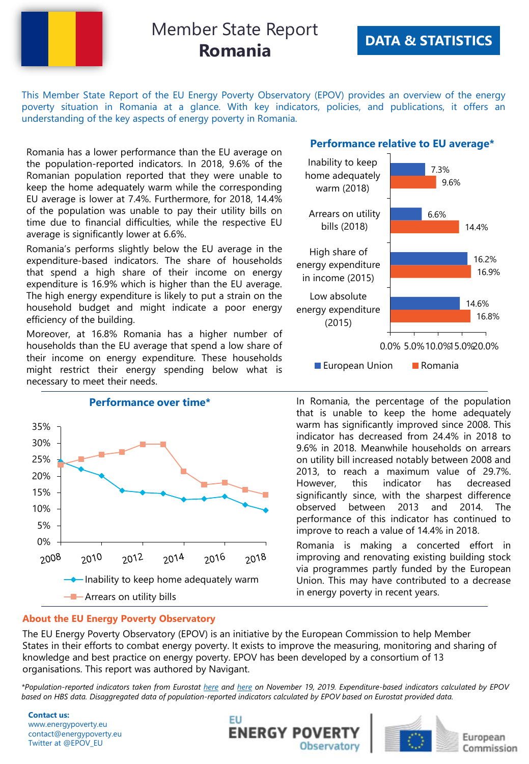# Member State Report
## Romania

DATA & STATISTICS

This Member State Report of the EU Energy Poverty Observatory (EPOV) provides an overview of the energy poverty situation in Romania at a glance. With key indicators, policies, and publications, it offers an understanding of the key aspects of energy poverty in Romania.

Romania has a lower performance than the EU average on the population-reported indicators. In 2018, 9.6% of the Romanian population reported that they were unable to keep the home adequately warm while the corresponding EU average is lower at 7.4%. Furthermore, for 2018, 14.4% of the population was unable to pay their utility bills on time due to financial difficulties, while the respective EU average is significantly lower at 6.6%.

Romania's performs slightly below the EU average in the expenditure-based indicators. The share of households that spend a high share of their income on energy expenditure is 16.9% which is higher than the EU average. The high energy expenditure is likely to put a strain on the household budget and might indicate a poor energy efficiency of the building.

Moreover, at 16.8% Romania has a higher number of households than the EU average that spend a low share of their income on energy expenditure. These households might restrict their energy spending below what is necessary to meet their needs.

### Performance relative to EU average*

Inability to keep home adequately warm (2018)
7.3%
9.6%

Arrears on utility bills (2018)
6.6%
14.4%

High share of energy expenditure in income (2015)
16.2%
16.9%

Low absolute energy expenditure (2015)
14.6%
16.8%

0.0% 5.0% 10.0% 15.0% 20.0%

European Union
Romania

### Performance over time*

35%
30%
25%
20%
15%
10%
5%
0%

2008 2010 2012 2014 2016 2018

Inability to keep home adequately warm
Arrears on utility bills

In Romania, the percentage of the population that is unable to keep the home adequately warm has significantly improved since 2008. This indicator has decreased from 24.4% in 2018 to 9.6% in 2018. Meanwhile households on arrears on utility bill increased notably between 2008 and 2013, to reach a maximum value of 29.7%. However, this indicator has decreased significantly since, with the sharpest difference observed between 2013 and 2014. The performance of this indicator has continued to improve to reach a value of 14.4% in 2018.

Romania is making a concerted effort in improving and renovating existing building stock via programmes partly funded by the European Union. This may have contributed to a decrease in energy poverty in recent years.

### About the EU Energy Poverty Observatory

The EU Energy Poverty Observatory (EPOV) is an initiative by the European Commission to help Member States in their efforts to combat energy poverty. It exists to improve the measuring, monitoring and sharing of knowledge and best practice on energy poverty. EPOV has been developed by a consortium of 13 organisations. This report was authored by Navigant.

*\*Population-reported indicators taken from Eurostat here and here on November 19, 2019. Expenditure-based indicators calculated by EPOV based on HBS data. Disaggregated data of population-reported indicators calculated by EPOV based on Eurostat provided data.*

**Contact us:**
www.energypoverty.eu
contact@energypoverty.eu
Twitter at @EPOV_EU

EU ENERGY POVERTY Observatory

European Commission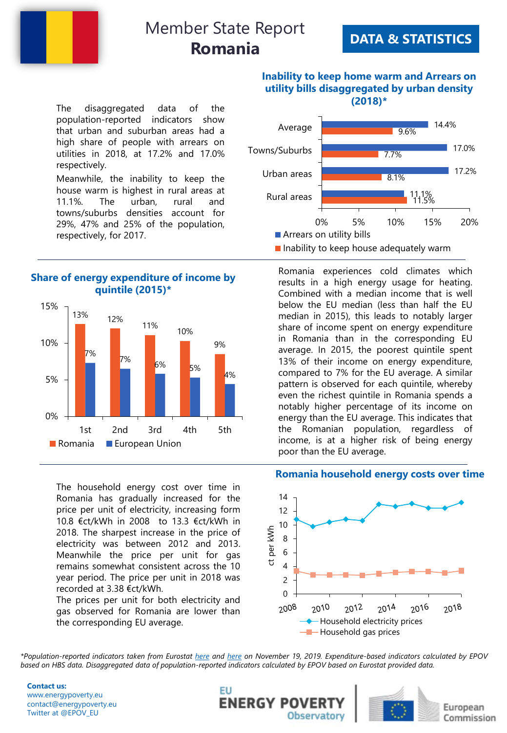# Member State Report
# **Romania**

**DATA & STATISTICS**

The disaggregated data of the population-reported indicators show that urban and suburban areas had a high share of people with arrears on utilities in 2018, at 17.2% and 17.0% respectively.

Meanwhile, the inability to keep the house warm is highest in rural areas at 11.1%. The urban, rural and towns/suburbs densities account for 29%, 47% and 25% of the population, respectively, for 2017.

### Inability to keep home warm and Arrears on utility bills disaggregated by urban density (2018)*

Average
14.4%
9.6%
Towns/Suburbs
17.0%
7.7%
Urban areas
17.2%
8.1%
Rural areas
11.1%
11.5%
0%
5%
10%
15%
20%
Arrears on utility bills
Inability to keep house adequately warm

### Share of energy expenditure of income by quintile (2015)*

15%
10%
5%
0%
13%
7%
12%
7%
11%
6%
10%
5%
9%
4%
1st
2nd
3rd
4th
5th
Romania
European Union

Romania experiences cold climates which results in a high energy usage for heating. Combined with a median income that is well below the EU median (less than half the EU median in 2015), this leads to notably larger share of income spent on energy expenditure in Romania than in the corresponding EU average. In 2015, the poorest quintile spent 13% of their income on energy expenditure, compared to 7% for the EU average. A similar pattern is observed for each quintile, whereby even the richest quintile in Romania spends a notably higher percentage of its income on energy than the EU average. This indicates that the Romanian population, regardless of income, is at a higher risk of being energy poor than the EU average.

The household energy cost over time in Romania has gradually increased for the price per unit of electricity, increasing form 10.8 €ct/kWh in 2008 to 13.3 €ct/kWh in 2018. The sharpest increase in the price of electricity was between 2012 and 2013. Meanwhile the price per unit for gas remains somewhat consistent across the 10 year period. The price per unit in 2018 was recorded at 3.38 €ct/kWh.

The prices per unit for both electricity and gas observed for Romania are lower than the corresponding EU average.

### Romania household energy costs over time

14
12
10
8
6
4
2
0
ct per kWh
2008
2010
2012
2014
2016
2018
Household electricity prices
Household gas prices

*\*Population-reported indicators taken from Eurostat here and here on November 19, 2019. Expenditure-based indicators calculated by EPOV based on HBS data. Disaggregated data of population-reported indicators calculated by EPOV based on Eurostat provided data.*

**Contact us:**
www.energypoverty.eu
contact@energypoverty.eu
Twitter at @EPOV_EU

EU ENERGY POVERTY Observatory | European Commission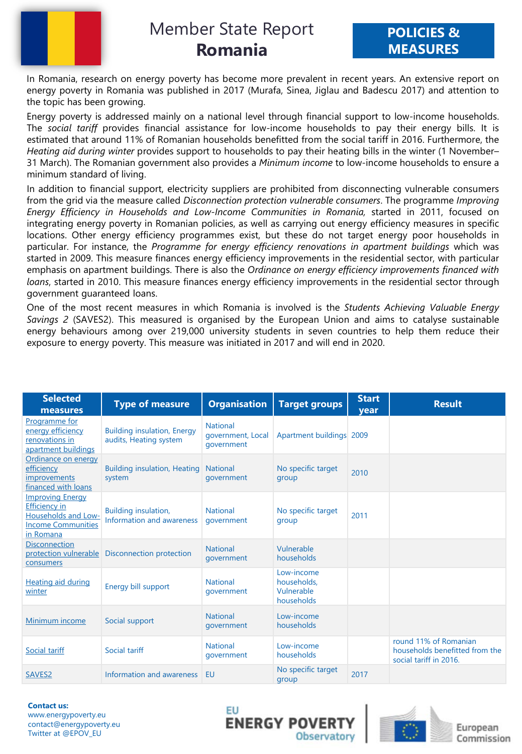# Member State Report
# **Romania**

**POLICIES & MEASURES**

In Romania, research on energy poverty has become more prevalent in recent years. An extensive report on energy poverty in Romania was published in 2017 (Murafa, Sinea, Jiglau and Badescu 2017) and attention to the topic has been growing.

Energy poverty is addressed mainly on a national level through financial support to low-income households. The *social tariff* provides financial assistance for low-income households to pay their energy bills. It is estimated that around 11% of Romanian households benefitted from the social tariff in 2016. Furthermore, the *Heating aid during winter* provides support to households to pay their heating bills in the winter (1 November–31 March). The Romanian government also provides a *Minimum income* to low-income households to ensure a minimum standard of living.

In addition to financial support, electricity suppliers are prohibited from disconnecting vulnerable consumers from the grid via the measure called *Disconnection protection vulnerable consumers*. The programme *Improving Energy Efficiency in Households and Low-Income Communities in Romania,* started in 2011, focused on integrating energy poverty in Romanian policies, as well as carrying out energy efficiency measures in specific locations. Other energy efficiency programmes exist, but these do not target energy poor households in particular. For instance, the *Programme for energy efficiency renovations in apartment buildings* which was started in 2009. This measure finances energy efficiency improvements in the residential sector, with particular emphasis on apartment buildings. There is also the *Ordinance on energy efficiency improvements financed with loans*, started in 2010. This measure finances energy efficiency improvements in the residential sector through government guaranteed loans.

One of the most recent measures in which Romania is involved is the *Students Achieving Valuable Energy Savings 2* (SAVES2). This measured is organised by the European Union and aims to catalyse sustainable energy behaviours among over 219,000 university students in seven countries to help them reduce their exposure to energy poverty. This measure was initiated in 2017 and will end in 2020.

| Selected measures | Type of measure | Organisation | Target groups | Start year | Result |
|---|---|---|---|---|---|
| Programme for energy efficiency renovations in apartment buildings | Building insulation, Energy audits, Heating system | National government, Local government | Apartment buildings | 2009 | |
| Ordinance on energy efficiency improvements financed with loans | Building insulation, Heating system | National government | No specific target group | 2010 | |
| Improving Energy Efficiency in Households and Low-Income Communities in Romana | Building insulation, Information and awareness | National government | No specific target group | 2011 | |
| Disconnection protection vulnerable consumers | Disconnection protection | National government | Vulnerable households | | |
| Heating aid during winter | Energy bill support | National government | Low-income households, Vulnerable households | | |
| Minimum income | Social support | National government | Low-income households | | |
| Social tariff | Social tariff | National government | Low-income households | | round 11% of Romanian households benefitted from the social tariff in 2016. |
| SAVES2 | Information and awareness | EU | No specific target group | 2017 | |

**Contact us:**
www.energypoverty.eu
contact@energypoverty.eu
Twitter at @EPOV_EU

EU ENERGY POVERTY Observatory

European Commission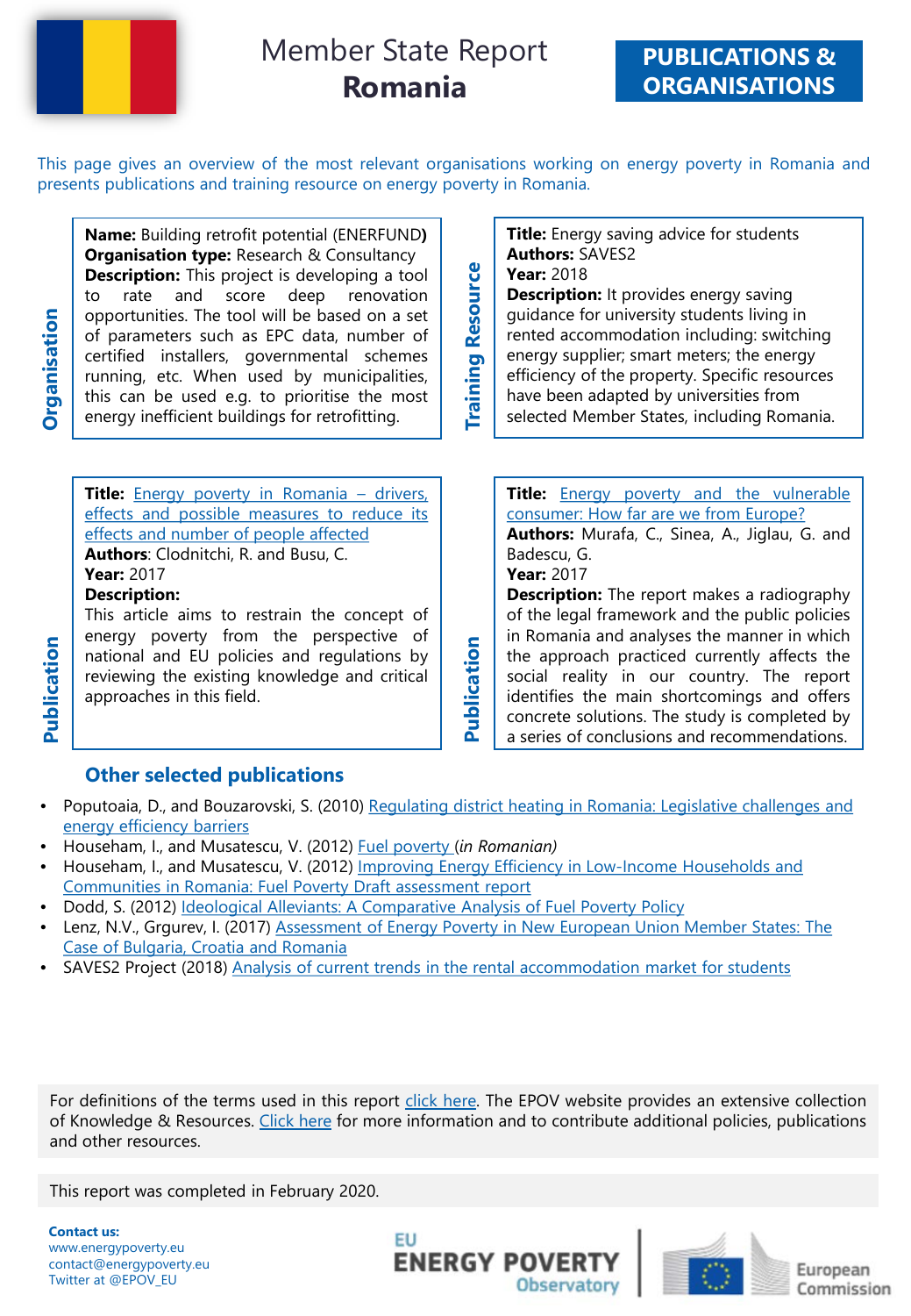# Member State Report
# **Romania**

**PUBLICATIONS & ORGANISATIONS**

This page gives an overview of the most relevant organisations working on energy poverty in Romania and presents publications and training resource on energy poverty in Romania.

### Organisation

**Name:** Building retrofit potential (ENERFUND**)**
**Organisation type:** Research & Consultancy
**Description:** This project is developing a tool to rate and score deep renovation opportunities. The tool will be based on a set of parameters such as EPC data, number of certified installers, governmental schemes running, etc. When used by municipalities, this can be used e.g. to prioritise the most energy inefficient buildings for retrofitting.

### Training Resource

**Title:** Energy saving advice for students
**Authors:** SAVES2
**Year:** 2018
**Description:** It provides energy saving guidance for university students living in rented accommodation including: switching energy supplier; smart meters; the energy efficiency of the property. Specific resources have been adapted by universities from selected Member States, including Romania.

### Publication

**Title:** Energy poverty in Romania – drivers, effects and possible measures to reduce its effects and number of people affected
**Authors**: Clodnitchi, R. and Busu, C.
**Year:** 2017
**Description:**
This article aims to restrain the concept of energy poverty from the perspective of national and EU policies and regulations by reviewing the existing knowledge and critical approaches in this field.

### Publication

**Title:** Energy poverty and the vulnerable consumer: How far are we from Europe?
**Authors:** Murafa, C., Sinea, A., Jiglau, G. and Badescu, G.
**Year:** 2017
**Description:** The report makes a radiography of the legal framework and the public policies in Romania and analyses the manner in which the approach practiced currently affects the social reality in our country. The report identifies the main shortcomings and offers concrete solutions. The study is completed by a series of conclusions and recommendations.

## Other selected publications

- Poputoaia, D., and Bouzarovski, S. (2010) Regulating district heating in Romania: Legislative challenges and energy efficiency barriers
- Househam, I., and Musatescu, V. (2012) Fuel poverty (*in Romanian)*
- Househam, I., and Musatescu, V. (2012) Improving Energy Efficiency in Low-Income Households and Communities in Romania: Fuel Poverty Draft assessment report
- Dodd, S. (2012) Ideological Alleviants: A Comparative Analysis of Fuel Poverty Policy
- Lenz, N.V., Grgurev, I. (2017) Assessment of Energy Poverty in New European Union Member States: The Case of Bulgaria, Croatia and Romania
- SAVES2 Project (2018) Analysis of current trends in the rental accommodation market for students

For definitions of the terms used in this report click here. The EPOV website provides an extensive collection of Knowledge & Resources. Click here for more information and to contribute additional policies, publications and other resources.

This report was completed in February 2020.

**Contact us:**
www.energypoverty.eu
contact@energypoverty.eu
Twitter at @EPOV_EU

EU ENERGY POVERTY Observatory | European Commission